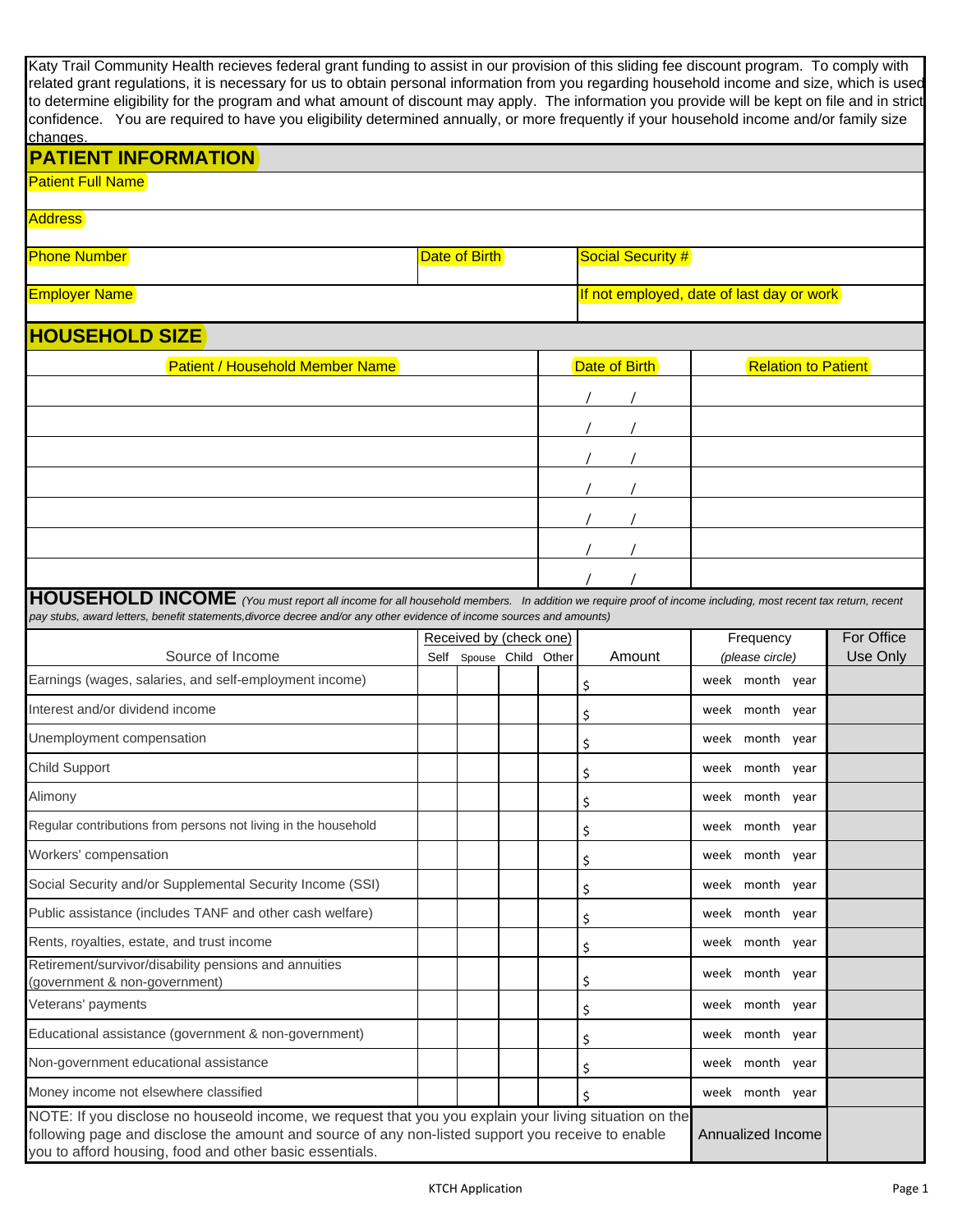Katy Trail Community Health recieves federal grant funding to assist in our provision of this sliding fee discount program. To comply with related grant regulations, it is necessary for us to obtain personal information from you regarding household income and size, which is used to determine eligibility for the program and what amount of discount may apply. The information you provide will be kept on file and in strict confidence. You are required to have you eligibility determined annually, or more frequently if your household income and/or family size changes.

## PATIENT INFORMATION

| Patient Full Name | | |
|---|---|---|
| Address | | |
| Phone Number | Date of Birth | Social Security # |
| Employer Name | | If not employed, date of last day or work |

## HOUSEHOLD SIZE

| Patient / Household Member Name | Date of Birth | Relation to Patient |
|---|---|---|
| | / / | |
| | / / | |
| | / / | |
| | / / | |
| | / / | |
| | / / | |
| | / / | |

## HOUSEHOLD INCOME

*(You must report all income for all household members. In addition we require proof of income including, most recent tax return, recent pay stubs, award letters, benefit statements,divorce decree and/or any other evidence of income sources and amounts)*

| Source of Income | Received by (check one) | | | | Amount | Frequency (please circle) | For Office Use Only |
|---|---|---|---|---|---|---|---|
| | Self | Spouse | Child | Other | | | |
| Earnings (wages, salaries, and self-employment income) | | | | | $ | week month year | |
| Interest and/or dividend income | | | | | $ | week month year | |
| Unemployment compensation | | | | | $ | week month year | |
| Child Support | | | | | $ | week month year | |
| Alimony | | | | | $ | week month year | |
| Regular contributions from persons not living in the household | | | | | $ | week month year | |
| Workers' compensation | | | | | $ | week month year | |
| Social Security and/or Supplemental Security Income (SSI) | | | | | $ | week month year | |
| Public assistance (includes TANF and other cash welfare) | | | | | $ | week month year | |
| Rents, royalties, estate, and trust income | | | | | $ | week month year | |
| Retirement/survivor/disability pensions and annuities (government & non-government) | | | | | $ | week month year | |
| Veterans' payments | | | | | $ | week month year | |
| Educational assistance (government & non-government) | | | | | $ | week month year | |
| Non-government educational assistance | | | | | $ | week month year | |
| Money income not elsewhere classified | | | | | $ | week month year | |
| NOTE: If you disclose no houseold income, we request that you you explain your living situation on the following page and disclose the amount and source of any non-listed support you receive to enable you to afford housing, food and other basic essentials. | | | | | | Annualized Income | |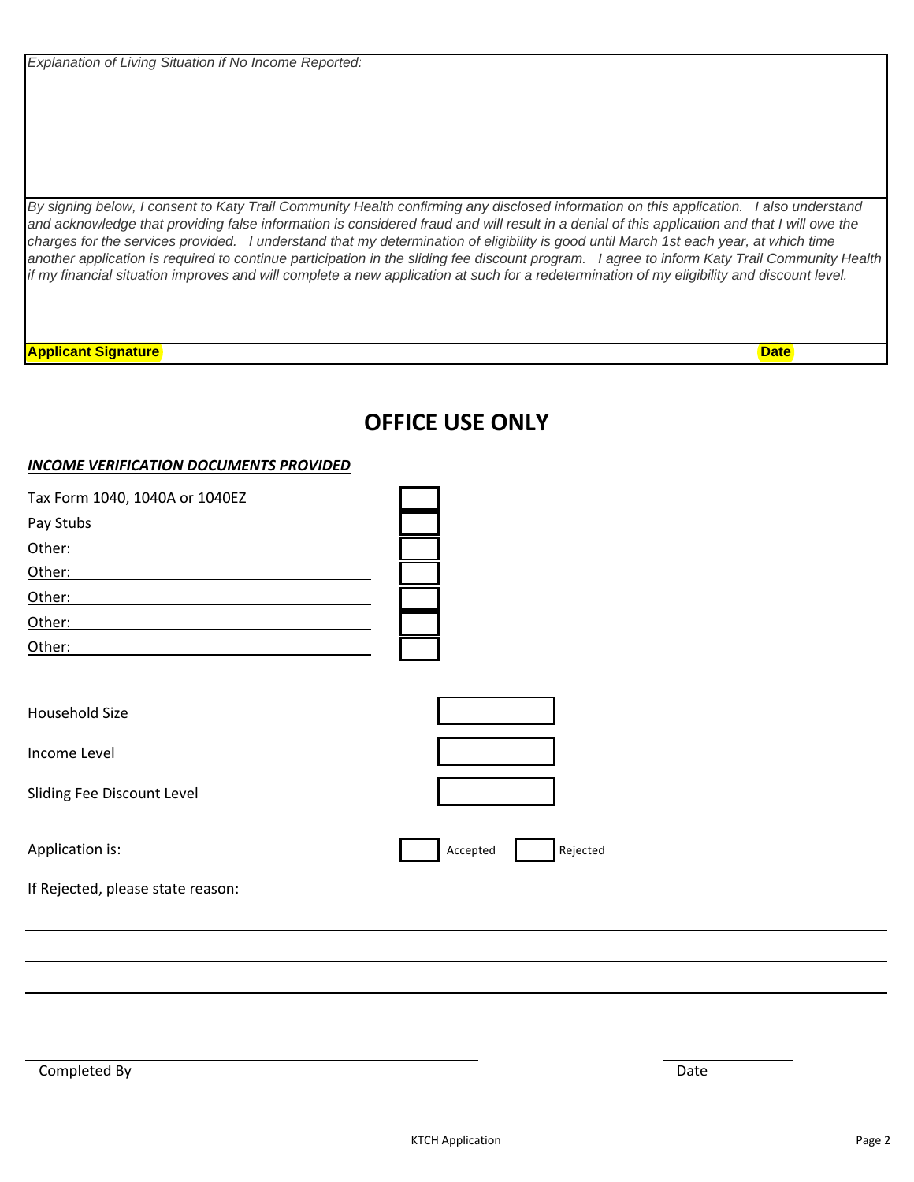*Explanation of Living Situation if No Income Reported:*

*By signing below, I consent to Katy Trail Community Health confirming any disclosed information on this application. I also understand and acknowledge that providing false information is considered fraud and will result in a denial of this application and that I will owe the charges for the services provided. I understand that my determination of eligibility is good until March 1st each year, at which time another application is required to continue participation in the sliding fee discount program. I agree to inform Katy Trail Community Health if my financial situation improves and will complete a new application at such for a redetermination of my eligibility and discount level.*

**Applicant Signature** **Date**

# OFFICE USE ONLY

***INCOME VERIFICATION DOCUMENTS PROVIDED***

Tax Form 1040, 1040A or 1040EZ ☐

Pay Stubs ☐

Other: ________________ ☐

Other: ________________ ☐

Other: ________________ ☐

Other: ________________ ☐

Other: ________________ ☐

Household Size ________

Income Level ________

Sliding Fee Discount Level ________

Application is: ☐ Accepted ☐ Rejected

If Rejected, please state reason:

______________________________________________

______________________________________________

______________________________________________

______________________________ ____________

Completed By Date

KTCH Application